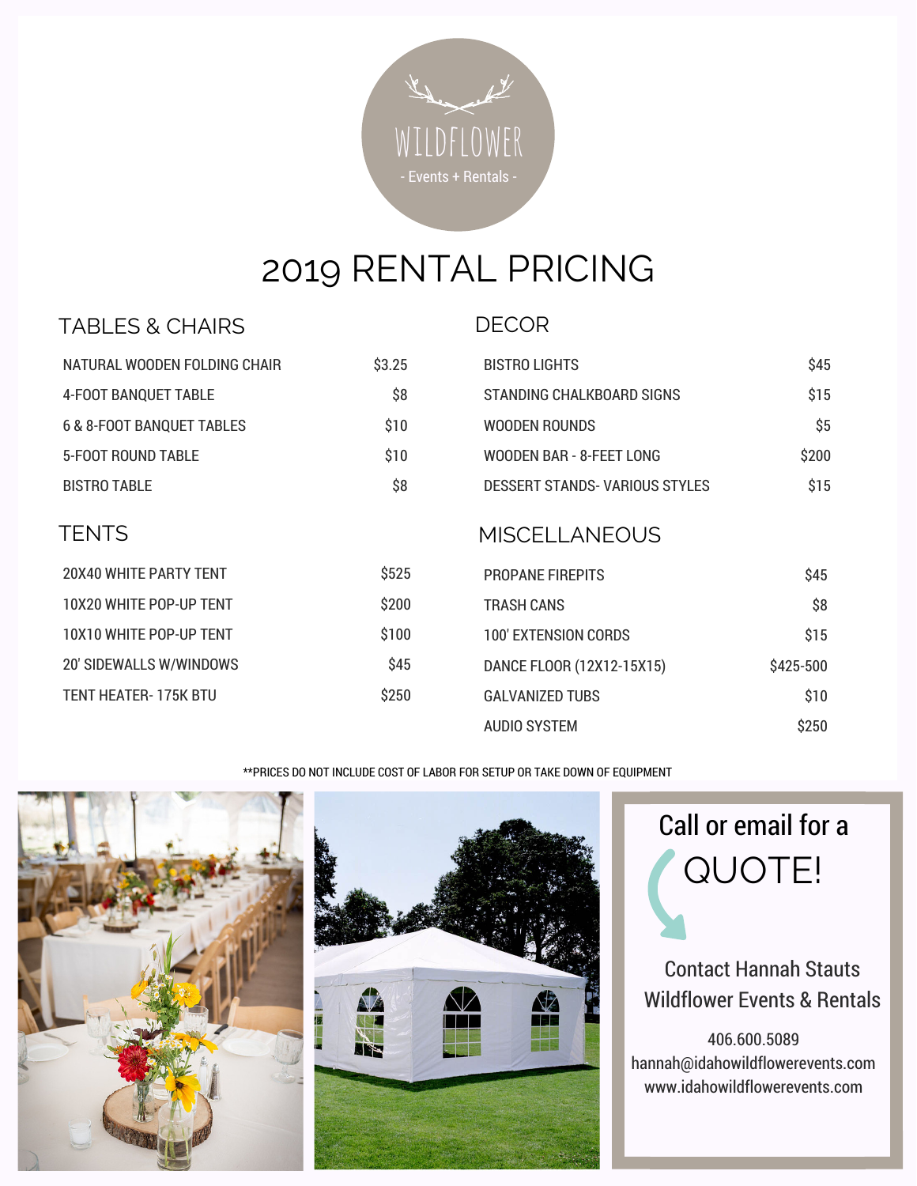WILDFLOWER

- Events + Rentals -

# 2019 RENTAL PRICING

## TABLES & CHAIRS

| Item | Price |
|---|---|
| NATURAL WOODEN FOLDING CHAIR | $3.25 |
| 4-FOOT BANQUET TABLE | $8 |
| 6 & 8-FOOT BANQUET TABLES | $10 |
| 5-FOOT ROUND TABLE | $10 |
| BISTRO TABLE | $8 |

## TENTS

| Item | Price |
|---|---|
| 20X40 WHITE PARTY TENT | $525 |
| 10X20 WHITE POP-UP TENT | $200 |
| 10X10 WHITE POP-UP TENT | $100 |
| 20' SIDEWALLS W/WINDOWS | $45 |
| TENT HEATER- 175K BTU | $250 |

## DECOR

| Item | Price |
|---|---|
| BISTRO LIGHTS | $45 |
| STANDING CHALKBOARD SIGNS | $15 |
| WOODEN ROUNDS | $5 |
| WOODEN BAR - 8-FEET LONG | $200 |
| DESSERT STANDS- VARIOUS STYLES | $15 |

## MISCELLANEOUS

| Item | Price |
|---|---|
| PROPANE FIREPITS | $45 |
| TRASH CANS | $8 |
| 100' EXTENSION CORDS | $15 |
| DANCE FLOOR (12X12-15X15) | $425-500 |
| GALVANIZED TUBS | $10 |
| AUDIO SYSTEM | $250 |

**PRICES DO NOT INCLUDE COST OF LABOR FOR SETUP OR TAKE DOWN OF EQUIPMENT

Call or email for a QUOTE!

Contact Hannah Stauts
Wildflower Events & Rentals

406.600.5089
hannah@idahowildflowerevents.com
www.idahowildflowerevents.com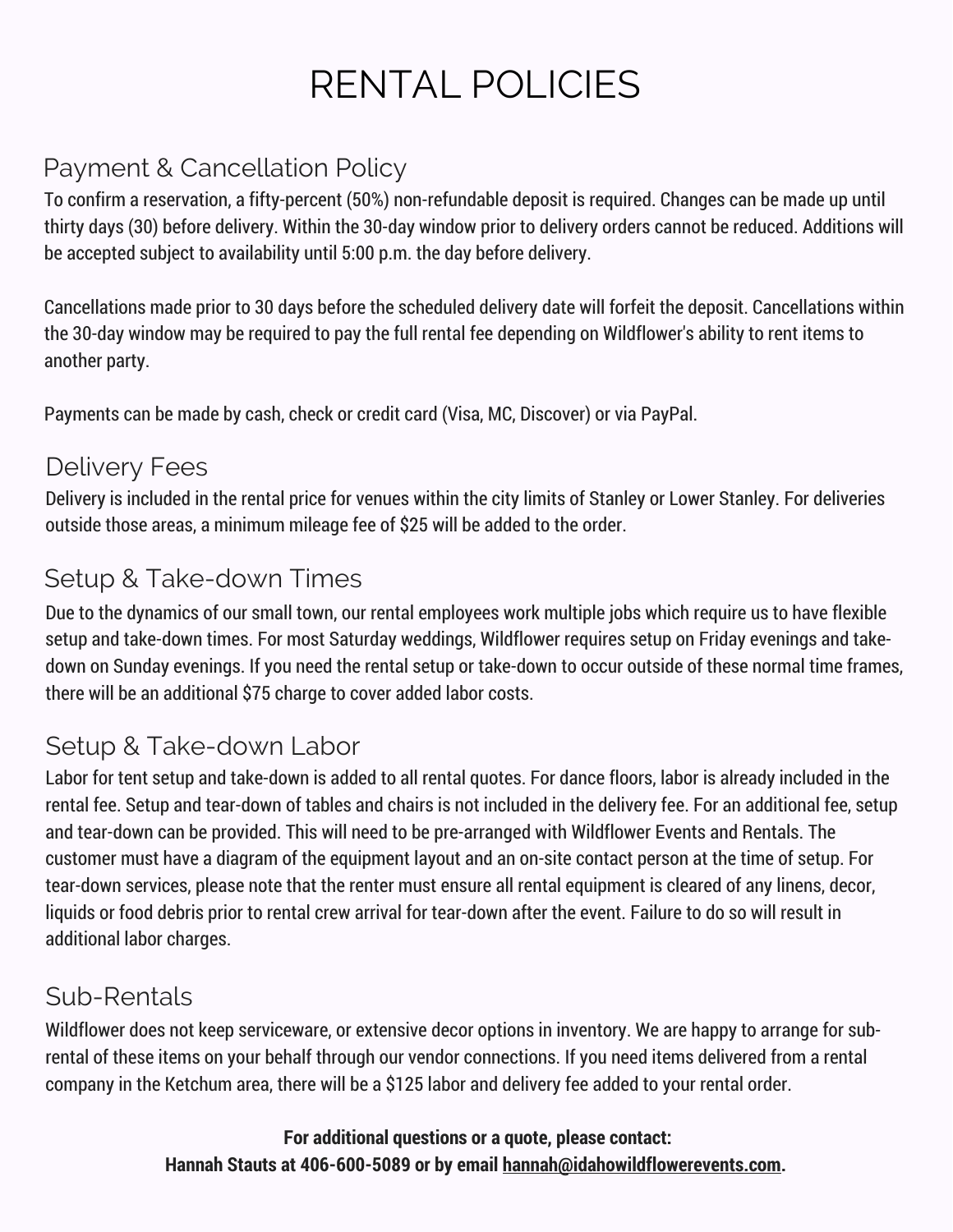# RENTAL POLICIES

## Payment & Cancellation Policy

To confirm a reservation, a fifty-percent (50%) non-refundable deposit is required. Changes can be made up until thirty days (30) before delivery. Within the 30-day window prior to delivery orders cannot be reduced. Additions will be accepted subject to availability until 5:00 p.m. the day before delivery.

Cancellations made prior to 30 days before the scheduled delivery date will forfeit the deposit. Cancellations within the 30-day window may be required to pay the full rental fee depending on Wildflower's ability to rent items to another party.

Payments can be made by cash, check or credit card (Visa, MC, Discover) or via PayPal.

## Delivery Fees

Delivery is included in the rental price for venues within the city limits of Stanley or Lower Stanley. For deliveries outside those areas, a minimum mileage fee of $25 will be added to the order.

## Setup & Take-down Times

Due to the dynamics of our small town, our rental employees work multiple jobs which require us to have flexible setup and take-down times. For most Saturday weddings, Wildflower requires setup on Friday evenings and take-down on Sunday evenings. If you need the rental setup or take-down to occur outside of these normal time frames, there will be an additional $75 charge to cover added labor costs.

## Setup & Take-down Labor

Labor for tent setup and take-down is added to all rental quotes. For dance floors, labor is already included in the rental fee. Setup and tear-down of tables and chairs is not included in the delivery fee. For an additional fee, setup and tear-down can be provided. This will need to be pre-arranged with Wildflower Events and Rentals. The customer must have a diagram of the equipment layout and an on-site contact person at the time of setup. For tear-down services, please note that the renter must ensure all rental equipment is cleared of any linens, decor, liquids or food debris prior to rental crew arrival for tear-down after the event. Failure to do so will result in additional labor charges.

## Sub-Rentals

Wildflower does not keep serviceware, or extensive decor options in inventory. We are happy to arrange for sub-rental of these items on your behalf through our vendor connections. If you need items delivered from a rental company in the Ketchum area, there will be a $125 labor and delivery fee added to your rental order.

**For additional questions or a quote, please contact:**
**Hannah Stauts at 406-600-5089 or by email hannah@idahowildflowerevents.com.**